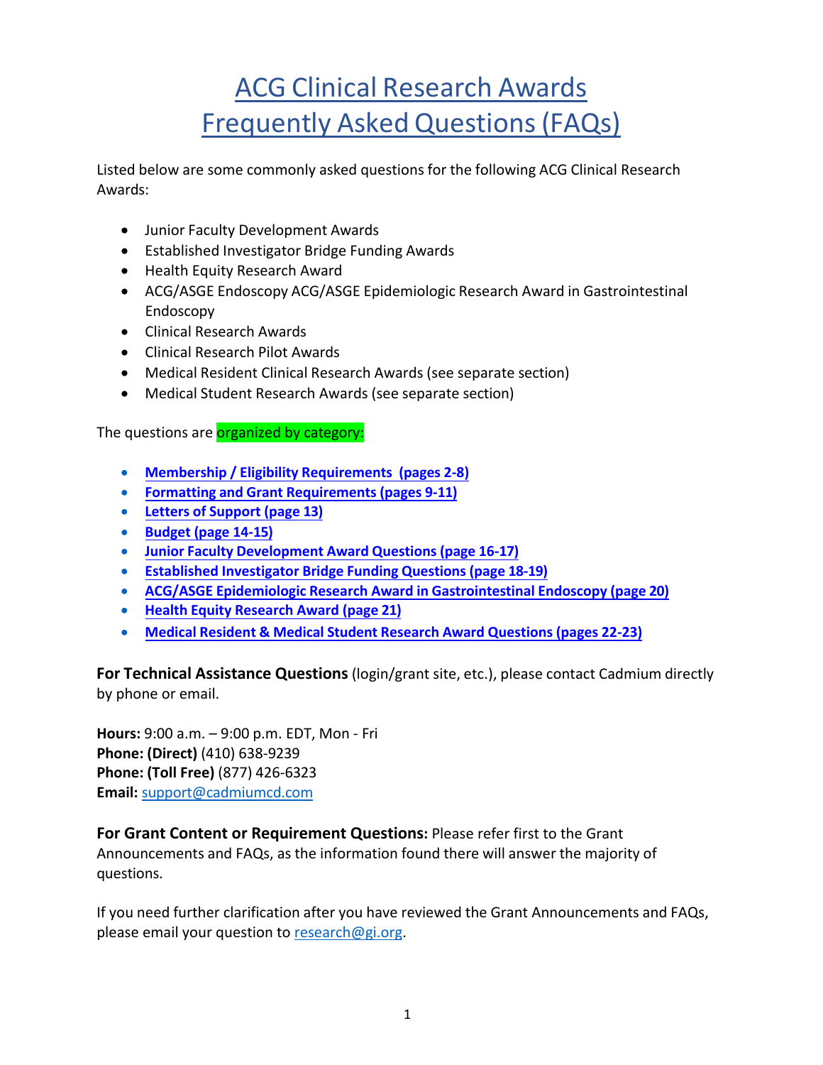# ACG Clinical Research Awards
# Frequently Asked Questions (FAQs)

Listed below are some commonly asked questions for the following ACG Clinical Research Awards:

- Junior Faculty Development Awards
- Established Investigator Bridge Funding Awards
- Health Equity Research Award
- ACG/ASGE Endoscopy ACG/ASGE Epidemiologic Research Award in Gastrointestinal Endoscopy
- Clinical Research Awards
- Clinical Research Pilot Awards
- Medical Resident Clinical Research Awards (see separate section)
- Medical Student Research Awards (see separate section)

The questions are organized by category:

- **Membership / Eligibility Requirements (pages 2-8)**
- **Formatting and Grant Requirements (pages 9-11)**
- **Letters of Support (page 13)**
- **Budget (page 14-15)**
- **Junior Faculty Development Award Questions (page 16-17)**
- **Established Investigator Bridge Funding Questions (page 18-19)**
- **ACG/ASGE Epidemiologic Research Award in Gastrointestinal Endoscopy (page 20)**
- **Health Equity Research Award (page 21)**
- **Medical Resident & Medical Student Research Award Questions (pages 22-23)**

**For Technical Assistance Questions** (login/grant site, etc.), please contact Cadmium directly by phone or email.

**Hours:** 9:00 a.m. – 9:00 p.m. EDT, Mon - Fri
**Phone: (Direct)** (410) 638-9239
**Phone: (Toll Free)** (877) 426-6323
**Email:** support@cadmiumcd.com

**For Grant Content or Requirement Questions:** Please refer first to the Grant Announcements and FAQs, as the information found there will answer the majority of questions.

If you need further clarification after you have reviewed the Grant Announcements and FAQs, please email your question to research@gi.org.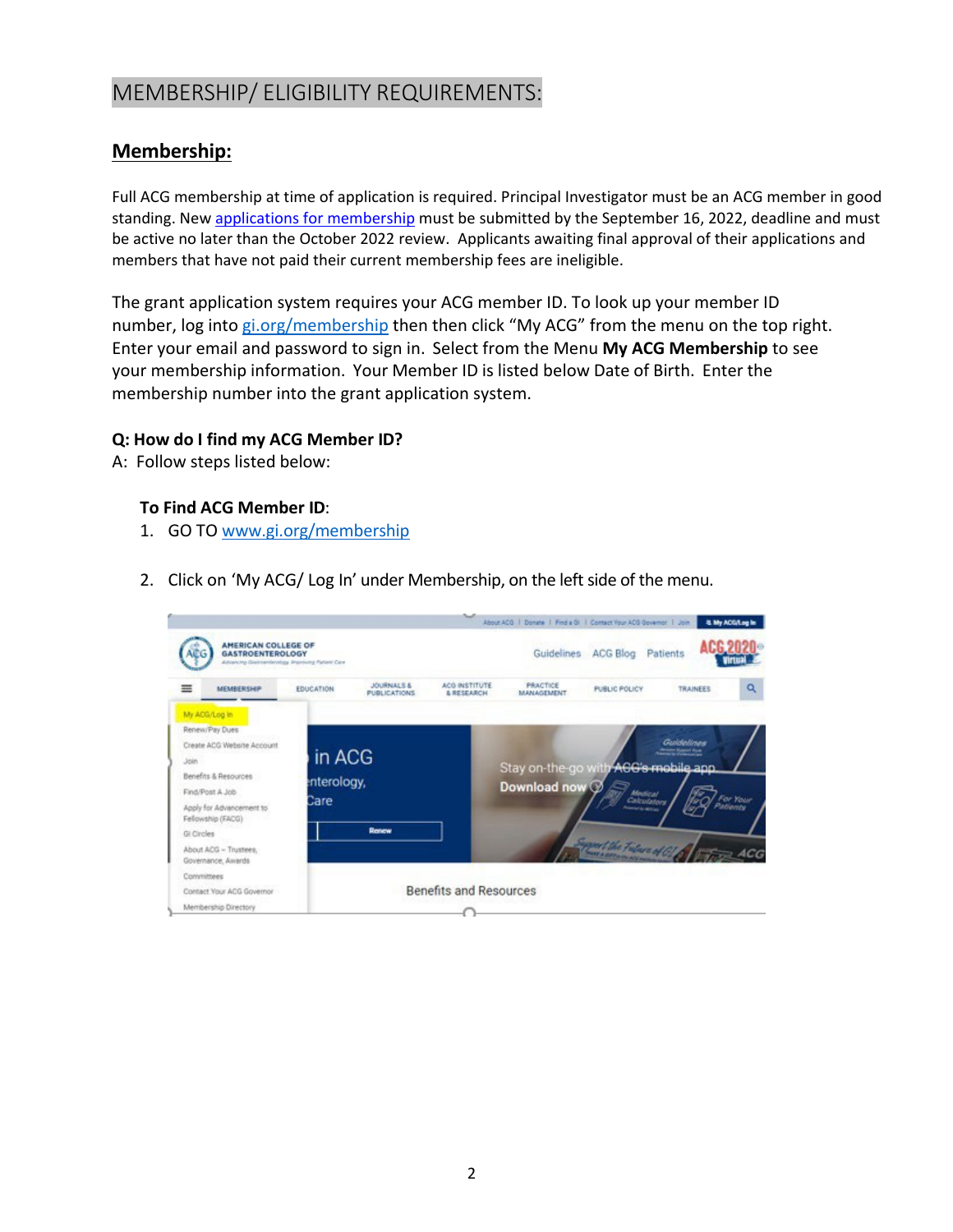# MEMBERSHIP/ ELIGIBILITY REQUIREMENTS:

## Membership:

Full ACG membership at time of application is required. Principal Investigator must be an ACG member in good standing. New applications for membership must be submitted by the September 16, 2022, deadline and must be active no later than the October 2022 review. Applicants awaiting final approval of their applications and members that have not paid their current membership fees are ineligible.

The grant application system requires your ACG member ID. To look up your member ID number, log into gi.org/membership then then click "My ACG" from the menu on the top right. Enter your email and password to sign in. Select from the Menu **My ACG Membership** to see your membership information. Your Member ID is listed below Date of Birth. Enter the membership number into the grant application system.

**Q: How do I find my ACG Member ID?**

A: Follow steps listed below:

**To Find ACG Member ID**:

1. GO TO www.gi.org/membership
2. Click on 'My ACG/ Log In' under Membership, on the left side of the menu.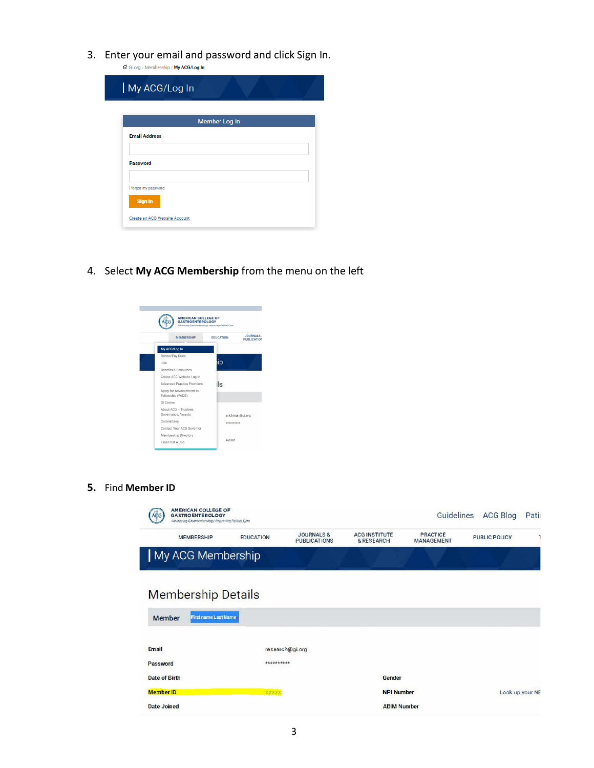3. Enter your email and password and click Sign In.

GI.org / Membership / My ACG/Log In

My ACG/Log In

Member Log In

Email Address

Password

I forgot my password

Sign In

Create an ACG Website Account

4. Select **My ACG Membership** from the menu on the left

AMERICAN COLLEGE OF GASTROENTEROLOGY

MEMBERSHIP EDUCATION JOURNALS & PUBLICATIONS

- My ACG/Log In
- Renew/Pay Dues
- Join
- Benefits & Resources
- Create ACG Website Log In
- Advanced Practice Providers
- Apply for Advancement to Fellowship (FACG)
- GI Circles
- About ACG – Trustees, Governance, Awards
- Committees
- Contact Your ACG Governor
- Membership Directory
- Find/Post A Job

5. Find **Member ID**

AMERICAN COLLEGE OF GASTROENTEROLOGY

Guidelines ACG Blog Pati

MEMBERSHIP EDUCATION JOURNALS & PUBLICATIONS ACG INSTITUTE & RESEARCH PRACTICE MANAGEMENT PUBLIC POLICY

My ACG Membership

Membership Details

Member First name Last Name

| | | | |
|---|---|---|---|
| Email | research@gi.org | | |
| Password | ********** | | |
| Date of Birth | | Gender | |
| Member ID | XXXXX | NPI Number | Look up your NF |
| Date Joined | | ABIM Number | |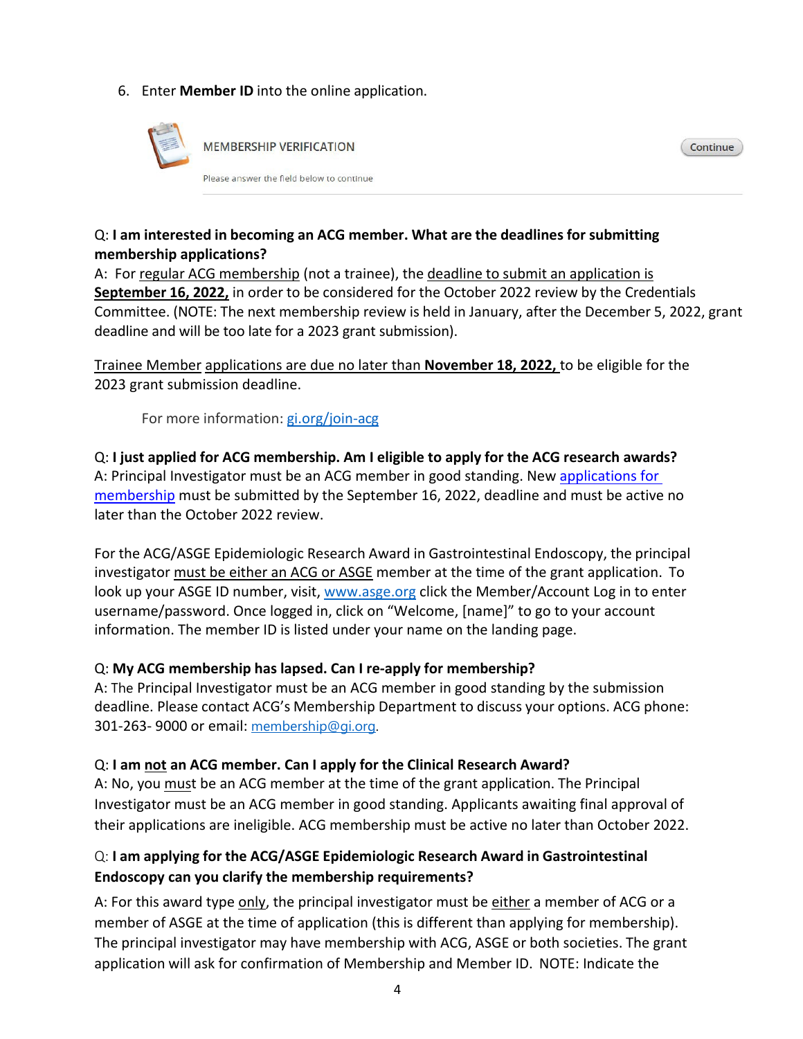6. Enter **Member ID** into the online application.

MEMBERSHIP VERIFICATION

Please answer the field below to continue

Continue

Q: **I am interested in becoming an ACG member. What are the deadlines for submitting membership applications?**
A: For regular ACG membership (not a trainee), the deadline to submit an application is **September 16, 2022,** in order to be considered for the October 2022 review by the Credentials Committee. (NOTE: The next membership review is held in January, after the December 5, 2022, grant deadline and will be too late for a 2023 grant submission).

Trainee Member applications are due no later than **November 18, 2022,** to be eligible for the 2023 grant submission deadline.

For more information: [gi.org/join-acg](gi.org/join-acg)

Q: **I just applied for ACG membership. Am I eligible to apply for the ACG research awards?**
A: Principal Investigator must be an ACG member in good standing. New applications for membership must be submitted by the September 16, 2022, deadline and must be active no later than the October 2022 review.

For the ACG/ASGE Epidemiologic Research Award in Gastrointestinal Endoscopy, the principal investigator must be either an ACG or ASGE member at the time of the grant application. To look up your ASGE ID number, visit, [www.asge.org](www.asge.org) click the Member/Account Log in to enter username/password. Once logged in, click on "Welcome, [name]" to go to your account information. The member ID is listed under your name on the landing page.

Q: **My ACG membership has lapsed. Can I re-apply for membership?**
A: The Principal Investigator must be an ACG member in good standing by the submission deadline. Please contact ACG's Membership Department to discuss your options. ACG phone: 301-263- 9000 or email: membership@gi.org.

Q: **I am not an ACG member. Can I apply for the Clinical Research Award?**
A: No, you must be an ACG member at the time of the grant application. The Principal Investigator must be an ACG member in good standing. Applicants awaiting final approval of their applications are ineligible. ACG membership must be active no later than October 2022.

Q: **I am applying for the ACG/ASGE Epidemiologic Research Award in Gastrointestinal Endoscopy can you clarify the membership requirements?**

A: For this award type only, the principal investigator must be either a member of ACG or a member of ASGE at the time of application (this is different than applying for membership). The principal investigator may have membership with ACG, ASGE or both societies. The grant application will ask for confirmation of Membership and Member ID. NOTE: Indicate the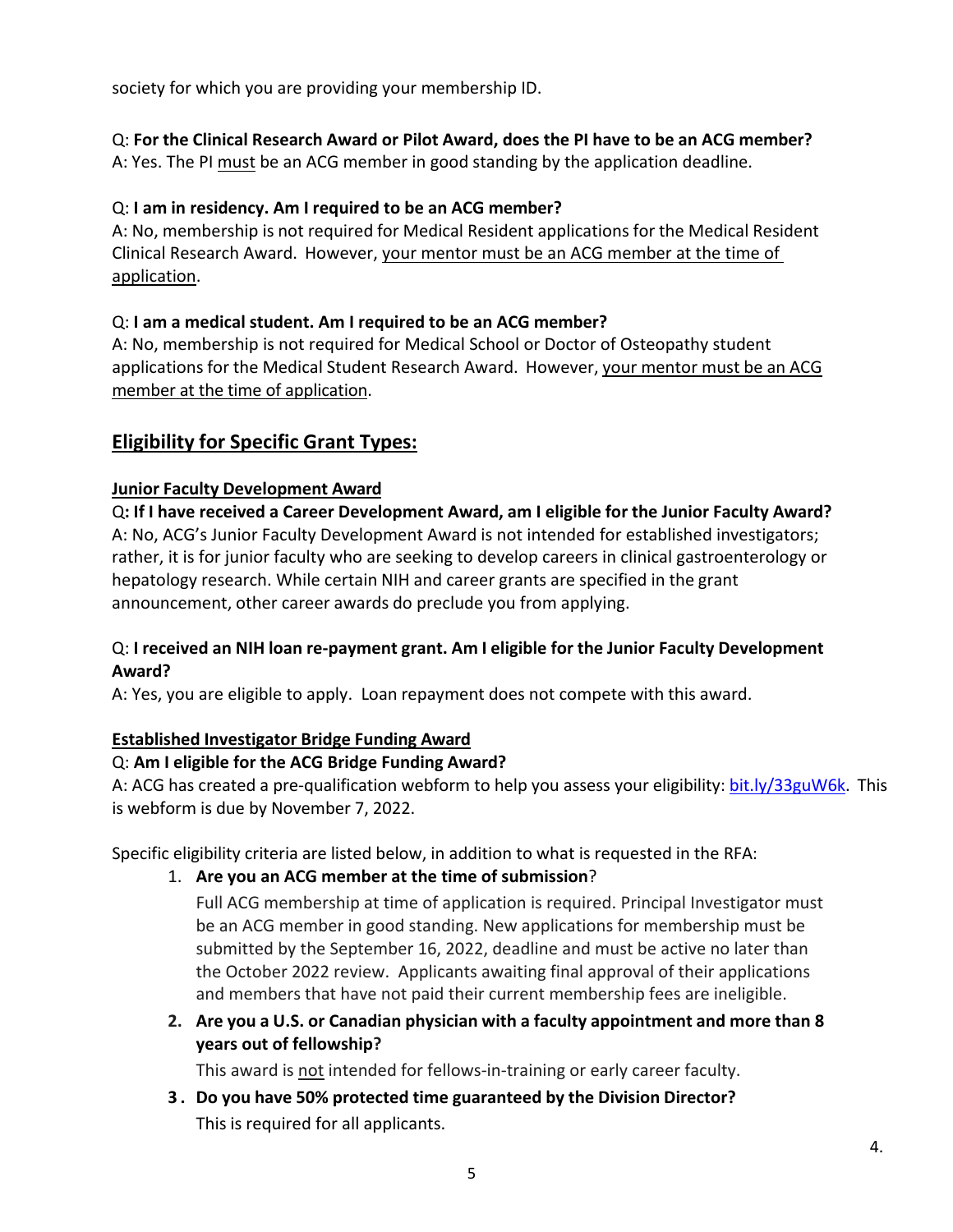society for which you are providing your membership ID.

Q: **For the Clinical Research Award or Pilot Award, does the PI have to be an ACG member?**
A: Yes. The PI <u>must</u> be an ACG member in good standing by the application deadline.

Q: **I am in residency. Am I required to be an ACG member?**
A: No, membership is not required for Medical Resident applications for the Medical Resident Clinical Research Award. However, <u>your mentor must be an ACG member at the time of application</u>.

Q: **I am a medical student. Am I required to be an ACG member?**
A: No, membership is not required for Medical School or Doctor of Osteopathy student applications for the Medical Student Research Award. However, <u>your mentor must be an ACG member at the time of application</u>.

## Eligibility for Specific Grant Types:

### Junior Faculty Development Award

Q**: If I have received a Career Development Award, am I eligible for the Junior Faculty Award?**
A: No, ACG's Junior Faculty Development Award is not intended for established investigators; rather, it is for junior faculty who are seeking to develop careers in clinical gastroenterology or hepatology research. While certain NIH and career grants are specified in the grant announcement, other career awards do preclude you from applying.

Q: **I received an NIH loan re-payment grant. Am I eligible for the Junior Faculty Development Award?**
A: Yes, you are eligible to apply. Loan repayment does not compete with this award.

### Established Investigator Bridge Funding Award

Q: **Am I eligible for the ACG Bridge Funding Award?**
A: ACG has created a pre-qualification webform to help you assess your eligibility: [bit.ly/33guW6k](bit.ly/33guW6k). This is webform is due by November 7, 2022.

Specific eligibility criteria are listed below, in addition to what is requested in the RFA:

1. **Are you an ACG member at the time of submission**?
   Full ACG membership at time of application is required. Principal Investigator must be an ACG member in good standing. New applications for membership must be submitted by the September 16, 2022, deadline and must be active no later than the October 2022 review. Applicants awaiting final approval of their applications and members that have not paid their current membership fees are ineligible.
2. **Are you a U.S. or Canadian physician with a faculty appointment and more than 8 years out of fellowship?**
   This award is <u>not</u> intended for fellows-in-training or early career faculty.
3. **Do you have 50% protected time guaranteed by the Division Director?**
   This is required for all applicants.

4.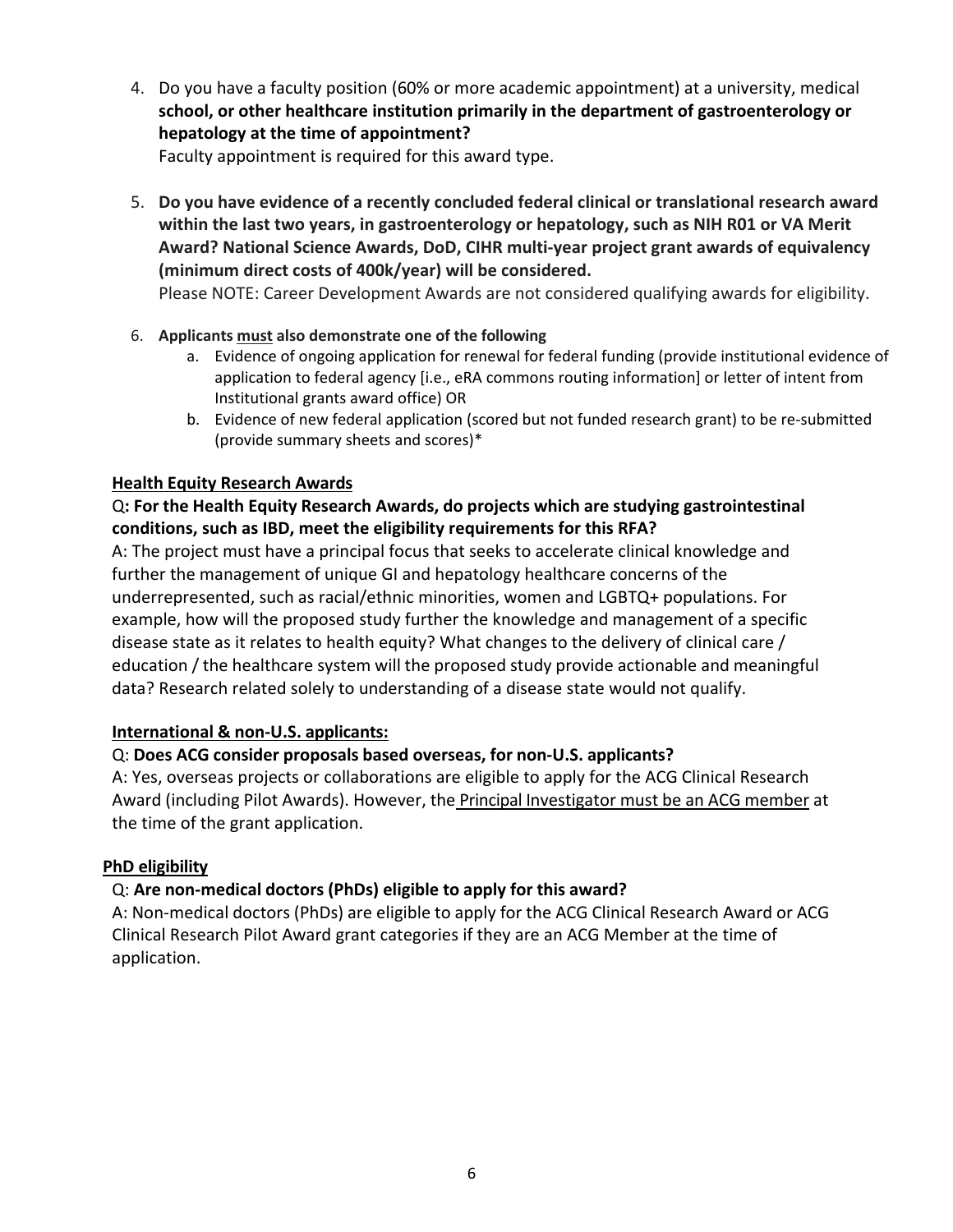4. Do you have a faculty position (60% or more academic appointment) at a university, medical **school, or other healthcare institution primarily in the department of gastroenterology or hepatology at the time of appointment?**
   Faculty appointment is required for this award type.

5. **Do you have evidence of a recently concluded federal clinical or translational research award within the last two years, in gastroenterology or hepatology, such as NIH R01 or VA Merit Award? National Science Awards, DoD, CIHR multi-year project grant awards of equivalency (minimum direct costs of 400k/year) will be considered.**
   Please NOTE: Career Development Awards are not considered qualifying awards for eligibility.

6. **Applicants <u>must</u> also demonstrate one of the following**
   a. Evidence of ongoing application for renewal for federal funding (provide institutional evidence of application to federal agency [i.e., eRA commons routing information] or letter of intent from Institutional grants award office) OR
   b. Evidence of new federal application (scored but not funded research grant) to be re-submitted (provide summary sheets and scores)*

**<u>Health Equity Research Awards</u>**

Q**: For the Health Equity Research Awards, do projects which are studying gastrointestinal conditions, such as IBD, meet the eligibility requirements for this RFA?**

A: The project must have a principal focus that seeks to accelerate clinical knowledge and further the management of unique GI and hepatology healthcare concerns of the underrepresented, such as racial/ethnic minorities, women and LGBTQ+ populations. For example, how will the proposed study further the knowledge and management of a specific disease state as it relates to health equity? What changes to the delivery of clinical care / education / the healthcare system will the proposed study provide actionable and meaningful data? Research related solely to understanding of a disease state would not qualify.

**<u>International & non-U.S. applicants:</u>**

Q: **Does ACG consider proposals based overseas, for non-U.S. applicants?**

A: Yes, overseas projects or collaborations are eligible to apply for the ACG Clinical Research Award (including Pilot Awards). However, the <u>Principal Investigator must be an ACG member</u> at the time of the grant application.

**<u>PhD eligibility</u>**

Q: **Are non-medical doctors (PhDs) eligible to apply for this award?**

A: Non-medical doctors (PhDs) are eligible to apply for the ACG Clinical Research Award or ACG Clinical Research Pilot Award grant categories if they are an ACG Member at the time of application.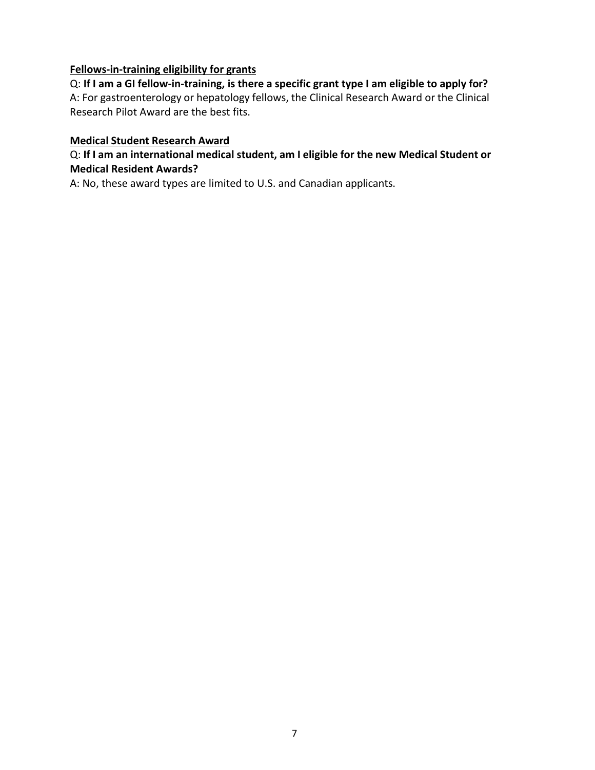**<u>Fellows-in-training eligibility for grants</u>**

Q: **If I am a GI fellow-in-training, is there a specific grant type I am eligible to apply for?**

A: For gastroenterology or hepatology fellows, the Clinical Research Award or the Clinical Research Pilot Award are the best fits.

**<u>Medical Student Research Award</u>**

Q: **If I am an international medical student, am I eligible for the new Medical Student or Medical Resident Awards?**

A: No, these award types are limited to U.S. and Canadian applicants.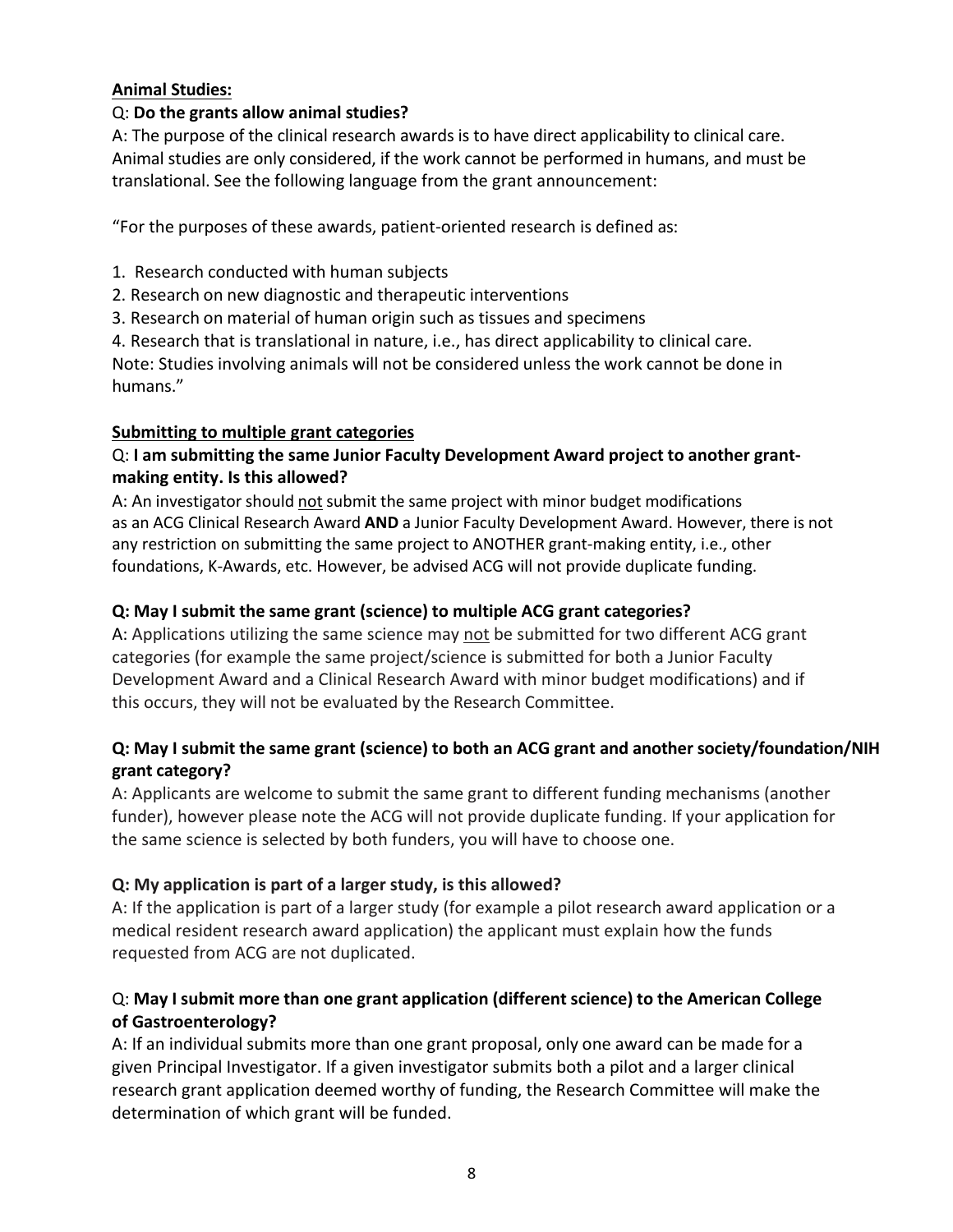**<u>Animal Studies:</u>**

Q: **Do the grants allow animal studies?**

A: The purpose of the clinical research awards is to have direct applicability to clinical care. Animal studies are only considered, if the work cannot be performed in humans, and must be translational. See the following language from the grant announcement:

"For the purposes of these awards, patient-oriented research is defined as:

1. Research conducted with human subjects
2. Research on new diagnostic and therapeutic interventions
3. Research on material of human origin such as tissues and specimens
4. Research that is translational in nature, i.e., has direct applicability to clinical care.

Note: Studies involving animals will not be considered unless the work cannot be done in humans."

**<u>Submitting to multiple grant categories</u>**

Q: **I am submitting the same Junior Faculty Development Award project to another grant-making entity. Is this allowed?**

A: An investigator should <u>not</u> submit the same project with minor budget modifications as an ACG Clinical Research Award **AND** a Junior Faculty Development Award. However, there is not any restriction on submitting the same project to ANOTHER grant-making entity, i.e., other foundations, K-Awards, etc. However, be advised ACG will not provide duplicate funding.

**Q: May I submit the same grant (science) to multiple ACG grant categories?**

A: Applications utilizing the same science may <u>not</u> be submitted for two different ACG grant categories (for example the same project/science is submitted for both a Junior Faculty Development Award and a Clinical Research Award with minor budget modifications) and if this occurs, they will not be evaluated by the Research Committee.

**Q: May I submit the same grant (science) to both an ACG grant and another society/foundation/NIH grant category?**

A: Applicants are welcome to submit the same grant to different funding mechanisms (another funder), however please note the ACG will not provide duplicate funding. If your application for the same science is selected by both funders, you will have to choose one.

**Q: My application is part of a larger study, is this allowed?**

A: If the application is part of a larger study (for example a pilot research award application or a medical resident research award application) the applicant must explain how the funds requested from ACG are not duplicated.

Q: **May I submit more than one grant application (different science) to the American College of Gastroenterology?**

A: If an individual submits more than one grant proposal, only one award can be made for a given Principal Investigator. If a given investigator submits both a pilot and a larger clinical research grant application deemed worthy of funding, the Research Committee will make the determination of which grant will be funded.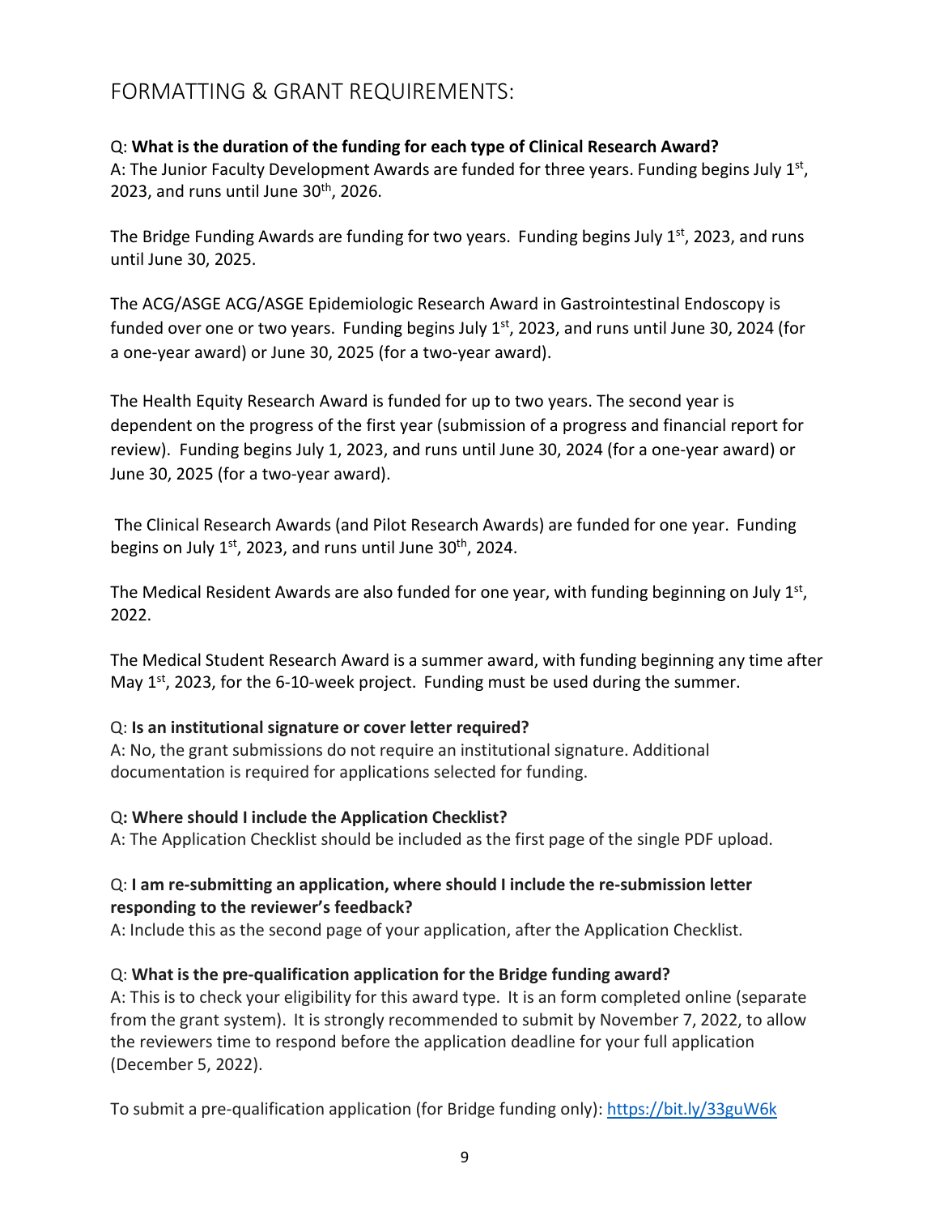## FORMATTING & GRANT REQUIREMENTS:

Q: **What is the duration of the funding for each type of Clinical Research Award?**
A: The Junior Faculty Development Awards are funded for three years. Funding begins July 1st, 2023, and runs until June 30th, 2026.

The Bridge Funding Awards are funding for two years. Funding begins July 1st, 2023, and runs until June 30, 2025.

The ACG/ASGE ACG/ASGE Epidemiologic Research Award in Gastrointestinal Endoscopy is funded over one or two years. Funding begins July 1st, 2023, and runs until June 30, 2024 (for a one-year award) or June 30, 2025 (for a two-year award).

The Health Equity Research Award is funded for up to two years. The second year is dependent on the progress of the first year (submission of a progress and financial report for review). Funding begins July 1, 2023, and runs until June 30, 2024 (for a one-year award) or June 30, 2025 (for a two-year award).

The Clinical Research Awards (and Pilot Research Awards) are funded for one year. Funding begins on July 1st, 2023, and runs until June 30th, 2024.

The Medical Resident Awards are also funded for one year, with funding beginning on July 1st, 2022.

The Medical Student Research Award is a summer award, with funding beginning any time after May 1st, 2023, for the 6-10-week project. Funding must be used during the summer.

Q: **Is an institutional signature or cover letter required?**
A: No, the grant submissions do not require an institutional signature. Additional documentation is required for applications selected for funding.

Q**: Where should I include the Application Checklist?**
A: The Application Checklist should be included as the first page of the single PDF upload.

Q: **I am re-submitting an application, where should I include the re-submission letter responding to the reviewer's feedback?**
A: Include this as the second page of your application, after the Application Checklist.

Q: **What is the pre-qualification application for the Bridge funding award?**
A: This is to check your eligibility for this award type. It is an form completed online (separate from the grant system). It is strongly recommended to submit by November 7, 2022, to allow the reviewers time to respond before the application deadline for your full application (December 5, 2022).

To submit a pre-qualification application (for Bridge funding only): https://bit.ly/33guW6k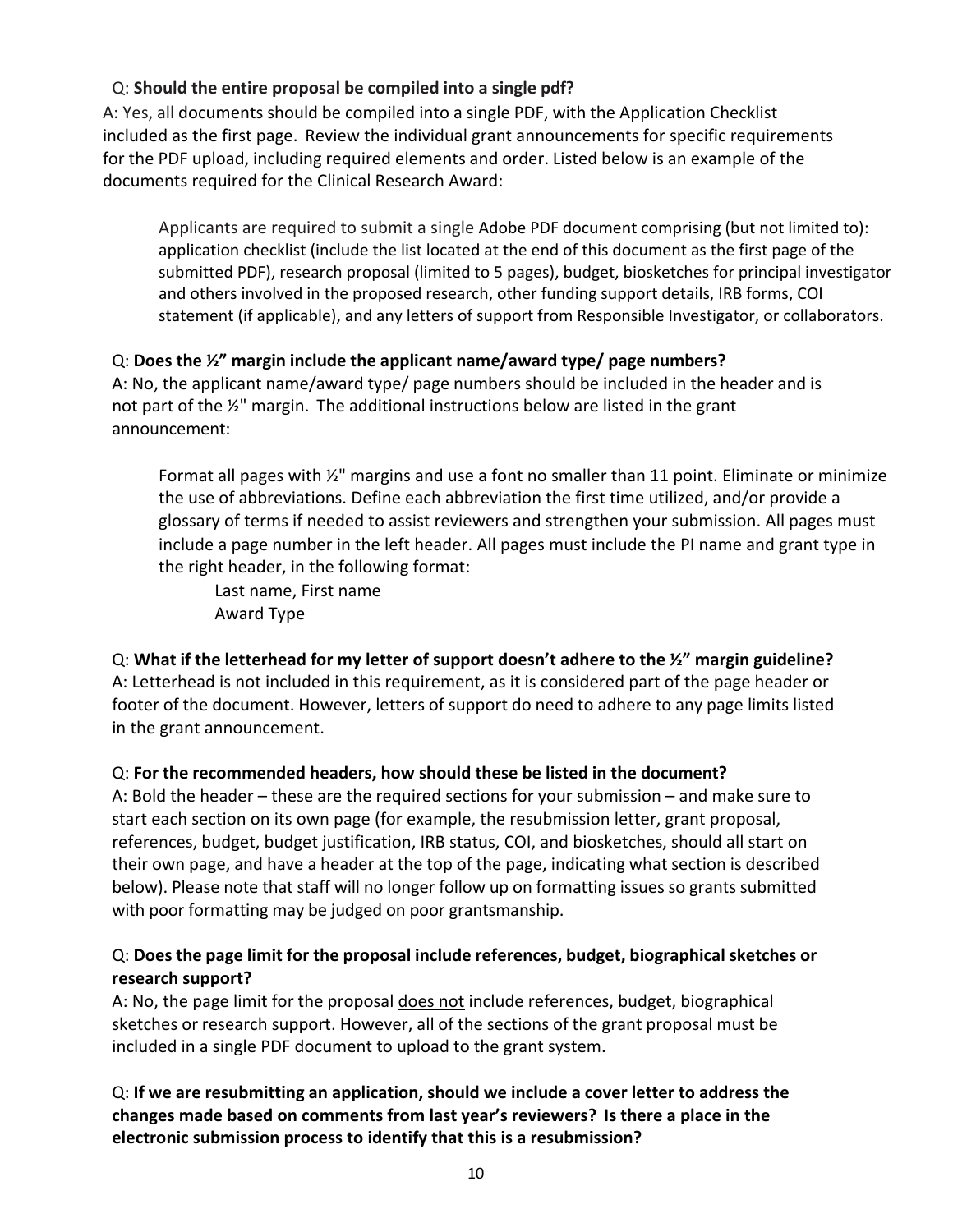Q: **Should the entire proposal be compiled into a single pdf?**
A: Yes, all documents should be compiled into a single PDF, with the Application Checklist included as the first page. Review the individual grant announcements for specific requirements for the PDF upload, including required elements and order. Listed below is an example of the documents required for the Clinical Research Award:

> Applicants are required to submit a single Adobe PDF document comprising (but not limited to): application checklist (include the list located at the end of this document as the first page of the submitted PDF), research proposal (limited to 5 pages), budget, biosketches for principal investigator and others involved in the proposed research, other funding support details, IRB forms, COI statement (if applicable), and any letters of support from Responsible Investigator, or collaborators.

Q: **Does the ½" margin include the applicant name/award type/ page numbers?**
A: No, the applicant name/award type/ page numbers should be included in the header and is not part of the ½" margin. The additional instructions below are listed in the grant announcement:

> Format all pages with ½" margins and use a font no smaller than 11 point. Eliminate or minimize the use of abbreviations. Define each abbreviation the first time utilized, and/or provide a glossary of terms if needed to assist reviewers and strengthen your submission. All pages must include a page number in the left header. All pages must include the PI name and grant type in the right header, in the following format:
>
> Last name, First name
> Award Type

Q: **What if the letterhead for my letter of support doesn't adhere to the ½" margin guideline?**
A: Letterhead is not included in this requirement, as it is considered part of the page header or footer of the document. However, letters of support do need to adhere to any page limits listed in the grant announcement.

Q: **For the recommended headers, how should these be listed in the document?**
A: Bold the header – these are the required sections for your submission – and make sure to start each section on its own page (for example, the resubmission letter, grant proposal, references, budget, budget justification, IRB status, COI, and biosketches, should all start on their own page, and have a header at the top of the page, indicating what section is described below). Please note that staff will no longer follow up on formatting issues so grants submitted with poor formatting may be judged on poor grantsmanship.

Q: **Does the page limit for the proposal include references, budget, biographical sketches or research support?**
A: No, the page limit for the proposal does not include references, budget, biographical sketches or research support. However, all of the sections of the grant proposal must be included in a single PDF document to upload to the grant system.

Q: **If we are resubmitting an application, should we include a cover letter to address the changes made based on comments from last year's reviewers? Is there a place in the electronic submission process to identify that this is a resubmission?**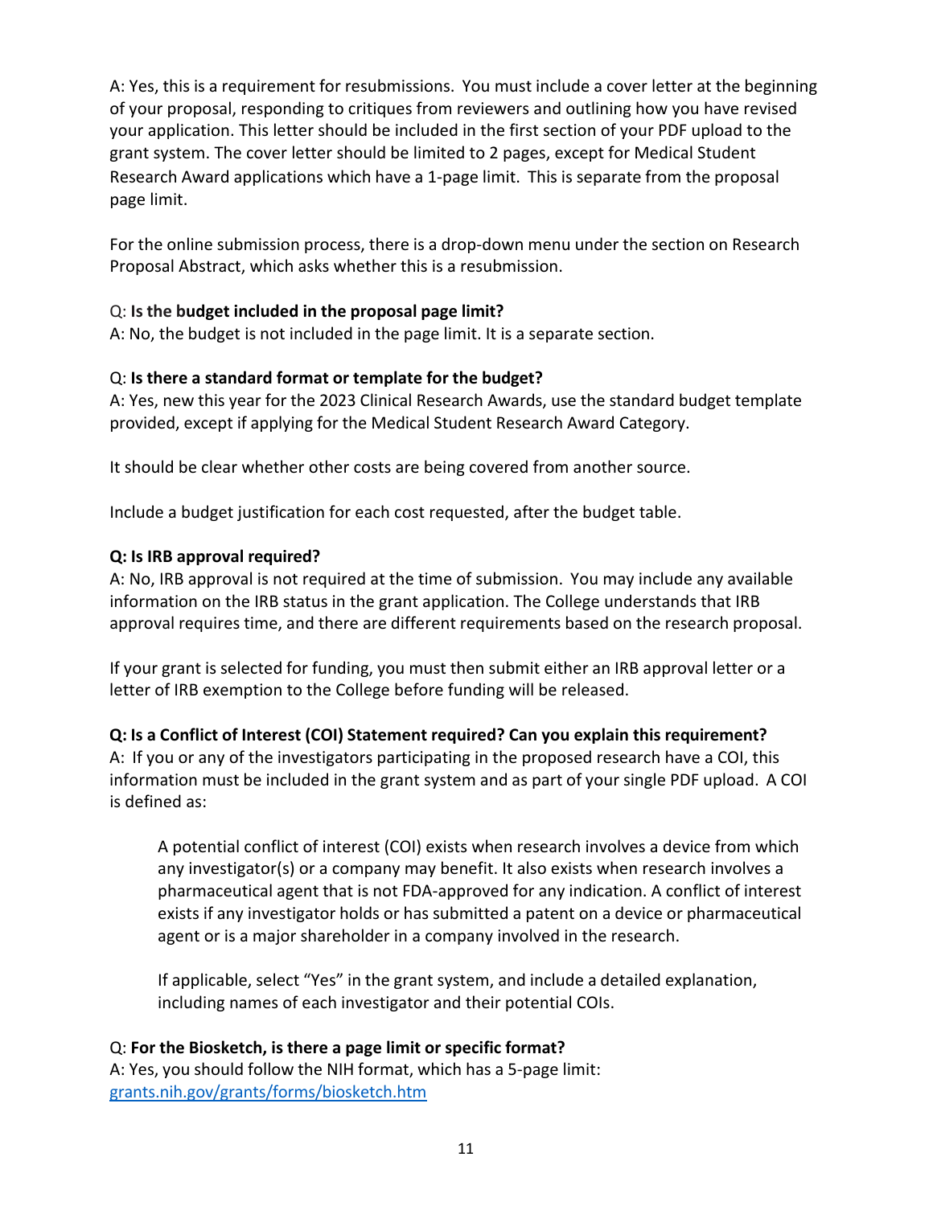A: Yes, this is a requirement for resubmissions. You must include a cover letter at the beginning of your proposal, responding to critiques from reviewers and outlining how you have revised your application. This letter should be included in the first section of your PDF upload to the grant system. The cover letter should be limited to 2 pages, except for Medical Student Research Award applications which have a 1-page limit. This is separate from the proposal page limit.

For the online submission process, there is a drop-down menu under the section on Research Proposal Abstract, which asks whether this is a resubmission.

Q: **Is the budget included in the proposal page limit?**
A: No, the budget is not included in the page limit. It is a separate section.

Q: **Is there a standard format or template for the budget?**
A: Yes, new this year for the 2023 Clinical Research Awards, use the standard budget template provided, except if applying for the Medical Student Research Award Category.

It should be clear whether other costs are being covered from another source.

Include a budget justification for each cost requested, after the budget table.

**Q: Is IRB approval required?**
A: No, IRB approval is not required at the time of submission. You may include any available information on the IRB status in the grant application. The College understands that IRB approval requires time, and there are different requirements based on the research proposal.

If your grant is selected for funding, you must then submit either an IRB approval letter or a letter of IRB exemption to the College before funding will be released.

**Q: Is a Conflict of Interest (COI) Statement required? Can you explain this requirement?**
A: If you or any of the investigators participating in the proposed research have a COI, this information must be included in the grant system and as part of your single PDF upload. A COI is defined as:

> A potential conflict of interest (COI) exists when research involves a device from which any investigator(s) or a company may benefit. It also exists when research involves a pharmaceutical agent that is not FDA-approved for any indication. A conflict of interest exists if any investigator holds or has submitted a patent on a device or pharmaceutical agent or is a major shareholder in a company involved in the research.
>
> If applicable, select "Yes" in the grant system, and include a detailed explanation, including names of each investigator and their potential COIs.

Q: **For the Biosketch, is there a page limit or specific format?**
A: Yes, you should follow the NIH format, which has a 5-page limit: [grants.nih.gov/grants/forms/biosketch.htm](grants.nih.gov/grants/forms/biosketch.htm)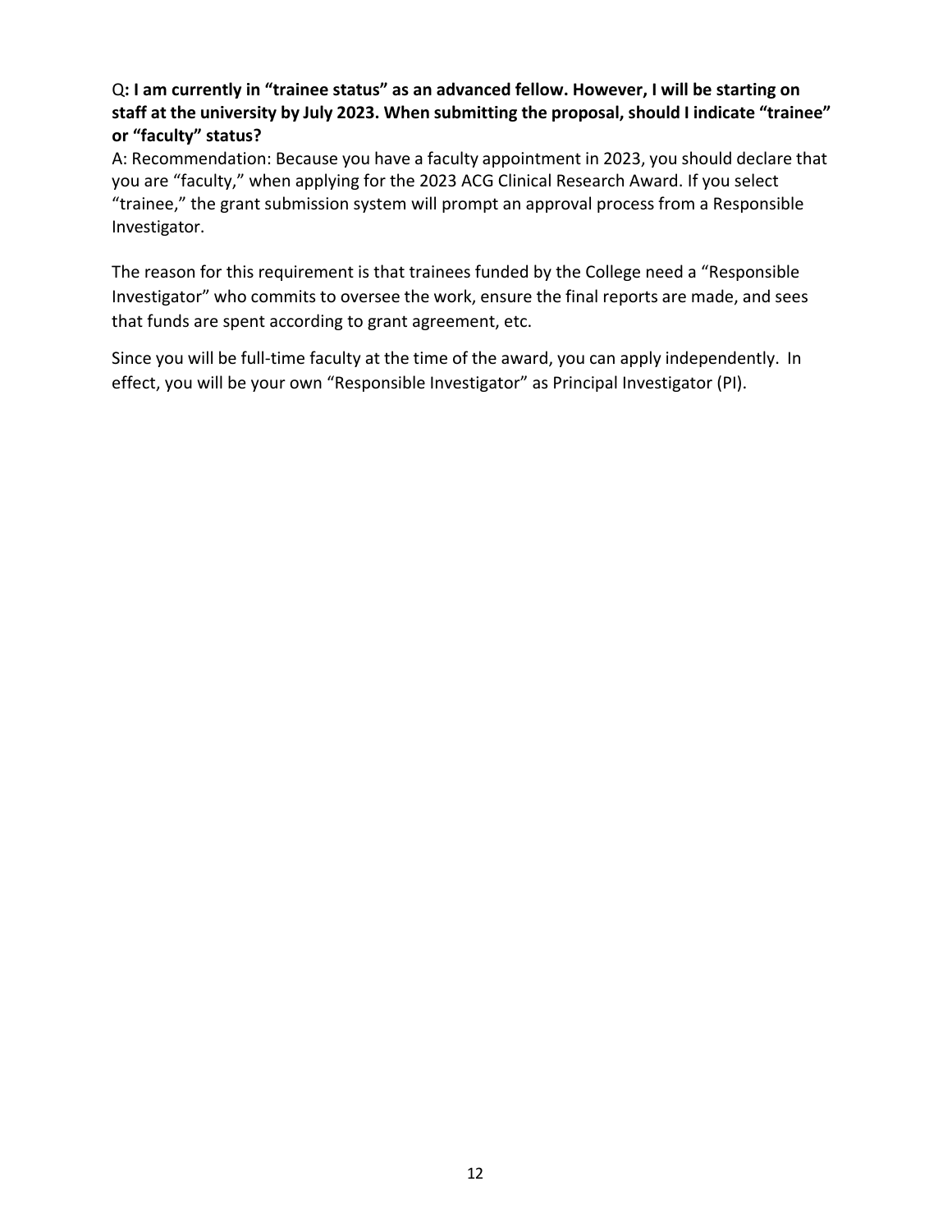Q**: I am currently in "trainee status" as an advanced fellow. However, I will be starting on staff at the university by July 2023. When submitting the proposal, should I indicate "trainee" or "faculty" status?**

A: Recommendation: Because you have a faculty appointment in 2023, you should declare that you are "faculty," when applying for the 2023 ACG Clinical Research Award. If you select "trainee," the grant submission system will prompt an approval process from a Responsible Investigator.

The reason for this requirement is that trainees funded by the College need a "Responsible Investigator" who commits to oversee the work, ensure the final reports are made, and sees that funds are spent according to grant agreement, etc.

Since you will be full-time faculty at the time of the award, you can apply independently. In effect, you will be your own "Responsible Investigator" as Principal Investigator (PI).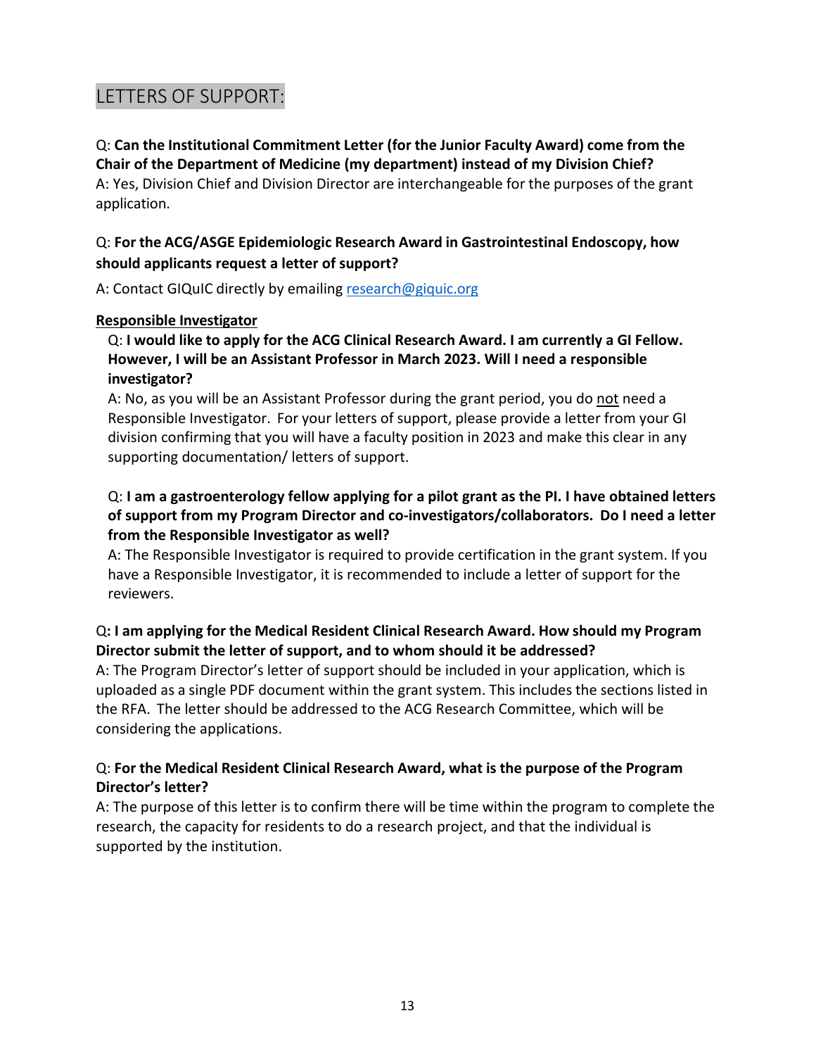# LETTERS OF SUPPORT:

Q: **Can the Institutional Commitment Letter (for the Junior Faculty Award) come from the Chair of the Department of Medicine (my department) instead of my Division Chief?**
A: Yes, Division Chief and Division Director are interchangeable for the purposes of the grant application.

Q: **For the ACG/ASGE Epidemiologic Research Award in Gastrointestinal Endoscopy, how should applicants request a letter of support?**

A: Contact GIQuIC directly by emailing [research@giquic.org](mailto:research@giquic.org)

**Responsible Investigator**

> Q: **I would like to apply for the ACG Clinical Research Award. I am currently a GI Fellow. However, I will be an Assistant Professor in March 2023. Will I need a responsible investigator?**
> A: No, as you will be an Assistant Professor during the grant period, you do not need a Responsible Investigator. For your letters of support, please provide a letter from your GI division confirming that you will have a faculty position in 2023 and make this clear in any supporting documentation/ letters of support.
>
> Q: **I am a gastroenterology fellow applying for a pilot grant as the PI. I have obtained letters of support from my Program Director and co-investigators/collaborators. Do I need a letter from the Responsible Investigator as well?**
> A: The Responsible Investigator is required to provide certification in the grant system. If you have a Responsible Investigator, it is recommended to include a letter of support for the reviewers.

Q**: I am applying for the Medical Resident Clinical Research Award. How should my Program Director submit the letter of support, and to whom should it be addressed?**
A: The Program Director's letter of support should be included in your application, which is uploaded as a single PDF document within the grant system. This includes the sections listed in the RFA. The letter should be addressed to the ACG Research Committee, which will be considering the applications.

Q: **For the Medical Resident Clinical Research Award, what is the purpose of the Program Director's letter?**
A: The purpose of this letter is to confirm there will be time within the program to complete the research, the capacity for residents to do a research project, and that the individual is supported by the institution.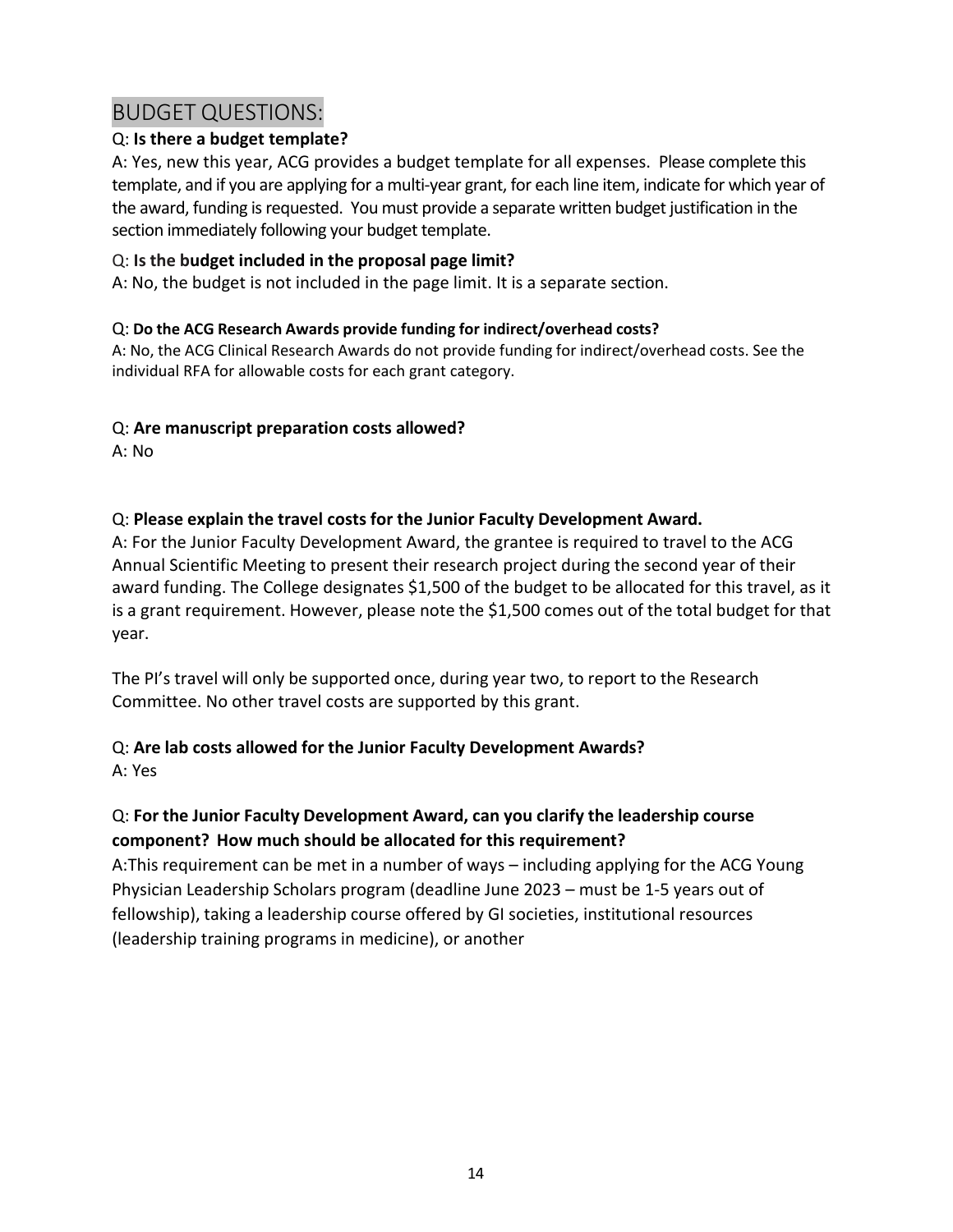## BUDGET QUESTIONS:

Q: **Is there a budget template?**

A: Yes, new this year, ACG provides a budget template for all expenses. Please complete this template, and if you are applying for a multi-year grant, for each line item, indicate for which year of the award, funding is requested. You must provide a separate written budget justification in the section immediately following your budget template.

Q: **Is the budget included in the proposal page limit?**

A: No, the budget is not included in the page limit. It is a separate section.

Q: **Do the ACG Research Awards provide funding for indirect/overhead costs?**

A: No, the ACG Clinical Research Awards do not provide funding for indirect/overhead costs. See the individual RFA for allowable costs for each grant category.

Q: **Are manuscript preparation costs allowed?**

A: No

Q: **Please explain the travel costs for the Junior Faculty Development Award.**

A: For the Junior Faculty Development Award, the grantee is required to travel to the ACG Annual Scientific Meeting to present their research project during the second year of their award funding. The College designates $1,500 of the budget to be allocated for this travel, as it is a grant requirement. However, please note the $1,500 comes out of the total budget for that year.

The PI's travel will only be supported once, during year two, to report to the Research Committee. No other travel costs are supported by this grant.

Q: **Are lab costs allowed for the Junior Faculty Development Awards?**

A: Yes

Q: **For the Junior Faculty Development Award, can you clarify the leadership course component? How much should be allocated for this requirement?**

A:This requirement can be met in a number of ways – including applying for the ACG Young Physician Leadership Scholars program (deadline June 2023 – must be 1-5 years out of fellowship), taking a leadership course offered by GI societies, institutional resources (leadership training programs in medicine), or another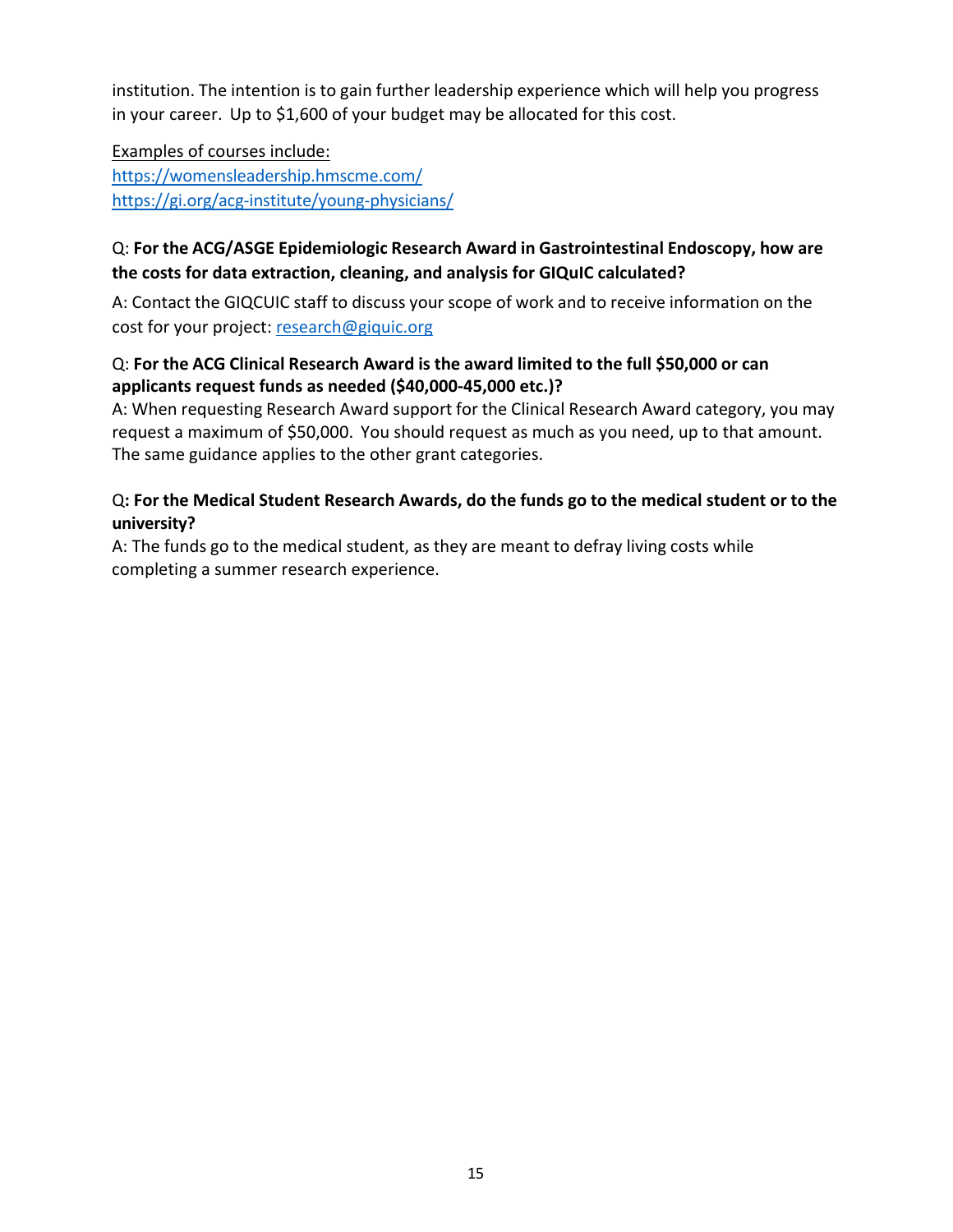institution. The intention is to gain further leadership experience which will help you progress in your career. Up to $1,600 of your budget may be allocated for this cost.

<u>Examples of courses include:</u>
[https://womensleadership.hmscme.com/](https://womensleadership.hmscme.com/)
[https://gi.org/acg-institute/young-physicians/](https://gi.org/acg-institute/young-physicians/)

Q: **For the ACG/ASGE Epidemiologic Research Award in Gastrointestinal Endoscopy, how are the costs for data extraction, cleaning, and analysis for GIQuIC calculated?**

A: Contact the GIQCUIC staff to discuss your scope of work and to receive information on the cost for your project: [research@giquic.org](mailto:research@giquic.org)

Q: **For the ACG Clinical Research Award is the award limited to the full $50,000 or can applicants request funds as needed ($40,000-45,000 etc.)?**
A: When requesting Research Award support for the Clinical Research Award category, you may request a maximum of $50,000. You should request as much as you need, up to that amount. The same guidance applies to the other grant categories.

Q**: For the Medical Student Research Awards, do the funds go to the medical student or to the university?**
A: The funds go to the medical student, as they are meant to defray living costs while completing a summer research experience.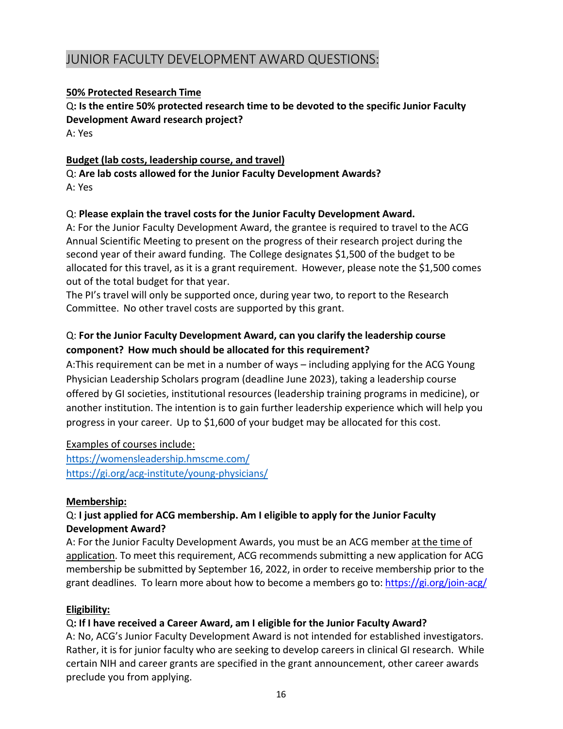## JUNIOR FACULTY DEVELOPMENT AWARD QUESTIONS:

**50% Protected Research Time**

Q**: Is the entire 50% protected research time to be devoted to the specific Junior Faculty Development Award research project?**

A: Yes

**Budget (lab costs, leadership course, and travel)**

Q: **Are lab costs allowed for the Junior Faculty Development Awards?**

A: Yes

Q: **Please explain the travel costs for the Junior Faculty Development Award.**

A: For the Junior Faculty Development Award, the grantee is required to travel to the ACG Annual Scientific Meeting to present on the progress of their research project during the second year of their award funding. The College designates $1,500 of the budget to be allocated for this travel, as it is a grant requirement. However, please note the $1,500 comes out of the total budget for that year.

The PI's travel will only be supported once, during year two, to report to the Research Committee. No other travel costs are supported by this grant.

Q: **For the Junior Faculty Development Award, can you clarify the leadership course component? How much should be allocated for this requirement?**

A:This requirement can be met in a number of ways – including applying for the ACG Young Physician Leadership Scholars program (deadline June 2023), taking a leadership course offered by GI societies, institutional resources (leadership training programs in medicine), or another institution. The intention is to gain further leadership experience which will help you progress in your career. Up to $1,600 of your budget may be allocated for this cost.

Examples of courses include:

https://womensleadership.hmscme.com/

https://gi.org/acg-institute/young-physicians/

**Membership:**

Q: **I just applied for ACG membership. Am I eligible to apply for the Junior Faculty Development Award?**

A: For the Junior Faculty Development Awards, you must be an ACG member at the time of application. To meet this requirement, ACG recommends submitting a new application for ACG membership be submitted by September 16, 2022, in order to receive membership prior to the grant deadlines. To learn more about how to become a members go to: https://gi.org/join-acg/

**Eligibility:**

Q**: If I have received a Career Award, am I eligible for the Junior Faculty Award?**

A: No, ACG's Junior Faculty Development Award is not intended for established investigators. Rather, it is for junior faculty who are seeking to develop careers in clinical GI research. While certain NIH and career grants are specified in the grant announcement, other career awards preclude you from applying.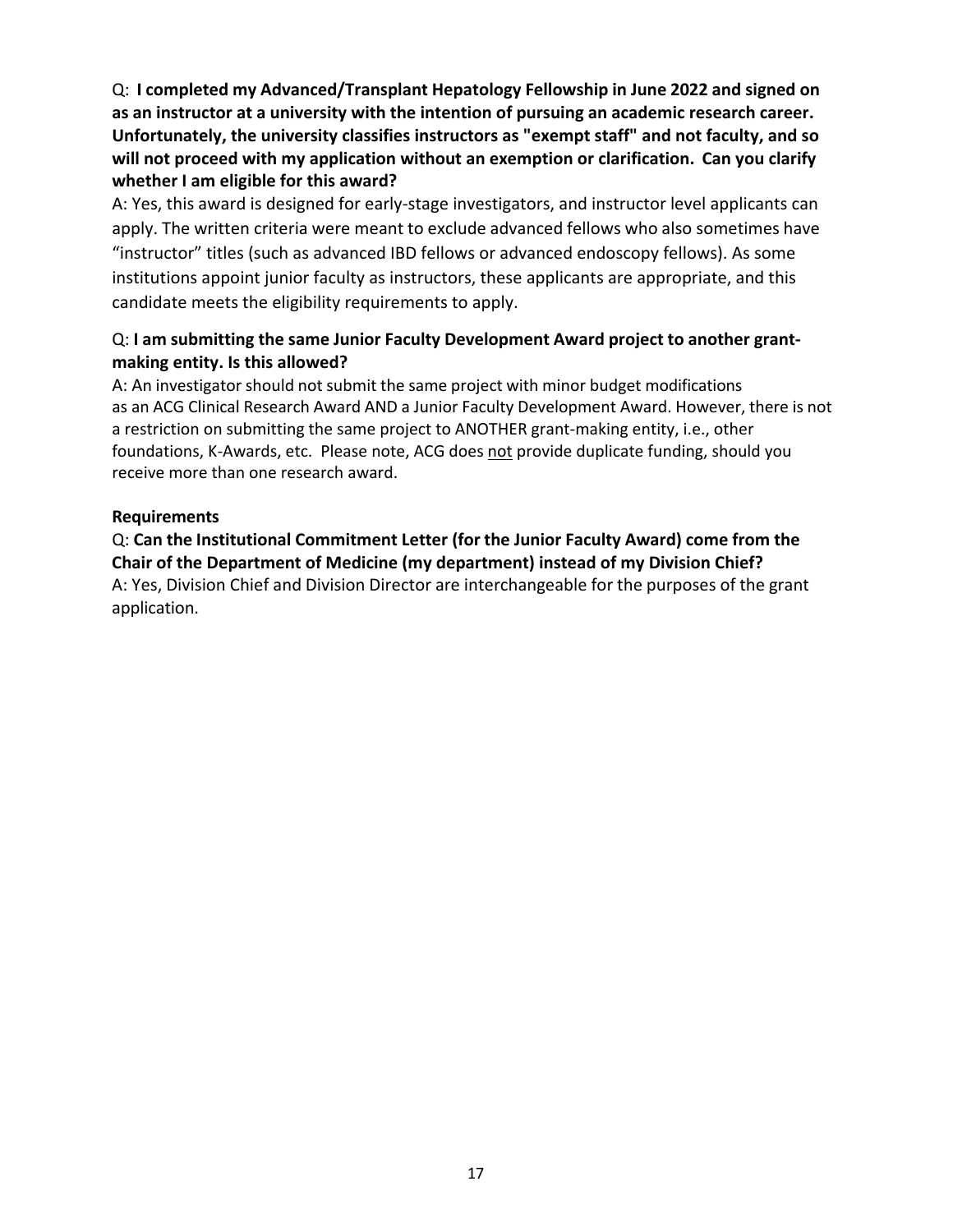Q: **I completed my Advanced/Transplant Hepatology Fellowship in June 2022 and signed on as an instructor at a university with the intention of pursuing an academic research career. Unfortunately, the university classifies instructors as "exempt staff" and not faculty, and so will not proceed with my application without an exemption or clarification. Can you clarify whether I am eligible for this award?**

A: Yes, this award is designed for early-stage investigators, and instructor level applicants can apply. The written criteria were meant to exclude advanced fellows who also sometimes have "instructor" titles (such as advanced IBD fellows or advanced endoscopy fellows). As some institutions appoint junior faculty as instructors, these applicants are appropriate, and this candidate meets the eligibility requirements to apply.

Q: **I am submitting the same Junior Faculty Development Award project to another grant-making entity. Is this allowed?**

A: An investigator should not submit the same project with minor budget modifications as an ACG Clinical Research Award AND a Junior Faculty Development Award. However, there is not a restriction on submitting the same project to ANOTHER grant-making entity, i.e., other foundations, K-Awards, etc. Please note, ACG does <u>not</u> provide duplicate funding, should you receive more than one research award.

**Requirements**

Q: **Can the Institutional Commitment Letter (for the Junior Faculty Award) come from the Chair of the Department of Medicine (my department) instead of my Division Chief?**

A: Yes, Division Chief and Division Director are interchangeable for the purposes of the grant application.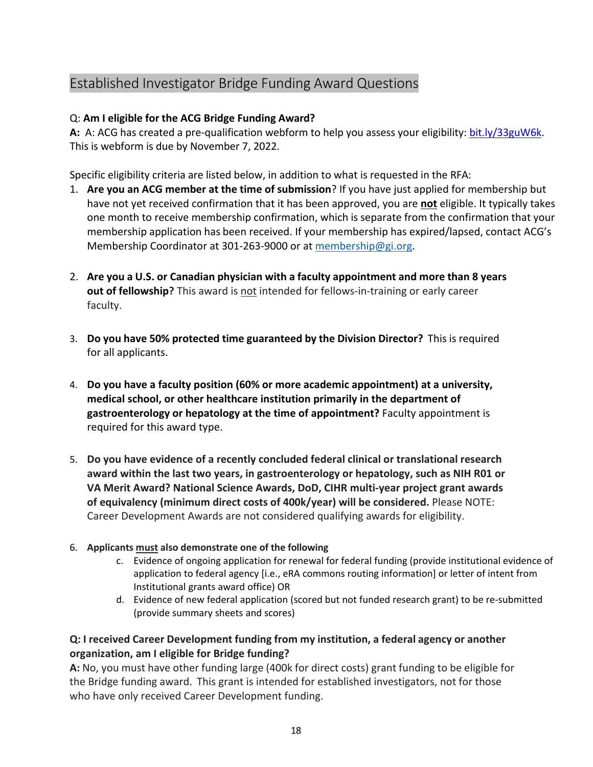## Established Investigator Bridge Funding Award Questions

Q: **Am I eligible for the ACG Bridge Funding Award?**
**A:** A: ACG has created a pre-qualification webform to help you assess your eligibility: [bit.ly/33guW6k](bit.ly/33guW6k). This is webform is due by November 7, 2022.

Specific eligibility criteria are listed below, in addition to what is requested in the RFA:

1. **Are you an ACG member at the time of submission**? If you have just applied for membership but have not yet received confirmation that it has been approved, you are **not** eligible. It typically takes one month to receive membership confirmation, which is separate from the confirmation that your membership application has been received. If your membership has expired/lapsed, contact ACG's Membership Coordinator at 301-263-9000 or at [membership@gi.org](mailto:membership@gi.org).

2. **Are you a U.S. or Canadian physician with a faculty appointment and more than 8 years out of fellowship?** This award is not intended for fellows-in-training or early career faculty.

3. **Do you have 50% protected time guaranteed by the Division Director?** This is required for all applicants.

4. **Do you have a faculty position (60% or more academic appointment) at a university, medical school, or other healthcare institution primarily in the department of gastroenterology or hepatology at the time of appointment?** Faculty appointment is required for this award type.

5. **Do you have evidence of a recently concluded federal clinical or translational research award within the last two years, in gastroenterology or hepatology, such as NIH R01 or VA Merit Award? National Science Awards, DoD, CIHR multi-year project grant awards of equivalency (minimum direct costs of 400k/year) will be considered.** Please NOTE: Career Development Awards are not considered qualifying awards for eligibility.

6. **Applicants must also demonstrate one of the following**
   c. Evidence of ongoing application for renewal for federal funding (provide institutional evidence of application to federal agency [i.e., eRA commons routing information] or letter of intent from Institutional grants award office) OR
   d. Evidence of new federal application (scored but not funded research grant) to be re-submitted (provide summary sheets and scores)

**Q: I received Career Development funding from my institution, a federal agency or another organization, am I eligible for Bridge funding?**
**A:** No, you must have other funding large (400k for direct costs) grant funding to be eligible for the Bridge funding award. This grant is intended for established investigators, not for those who have only received Career Development funding.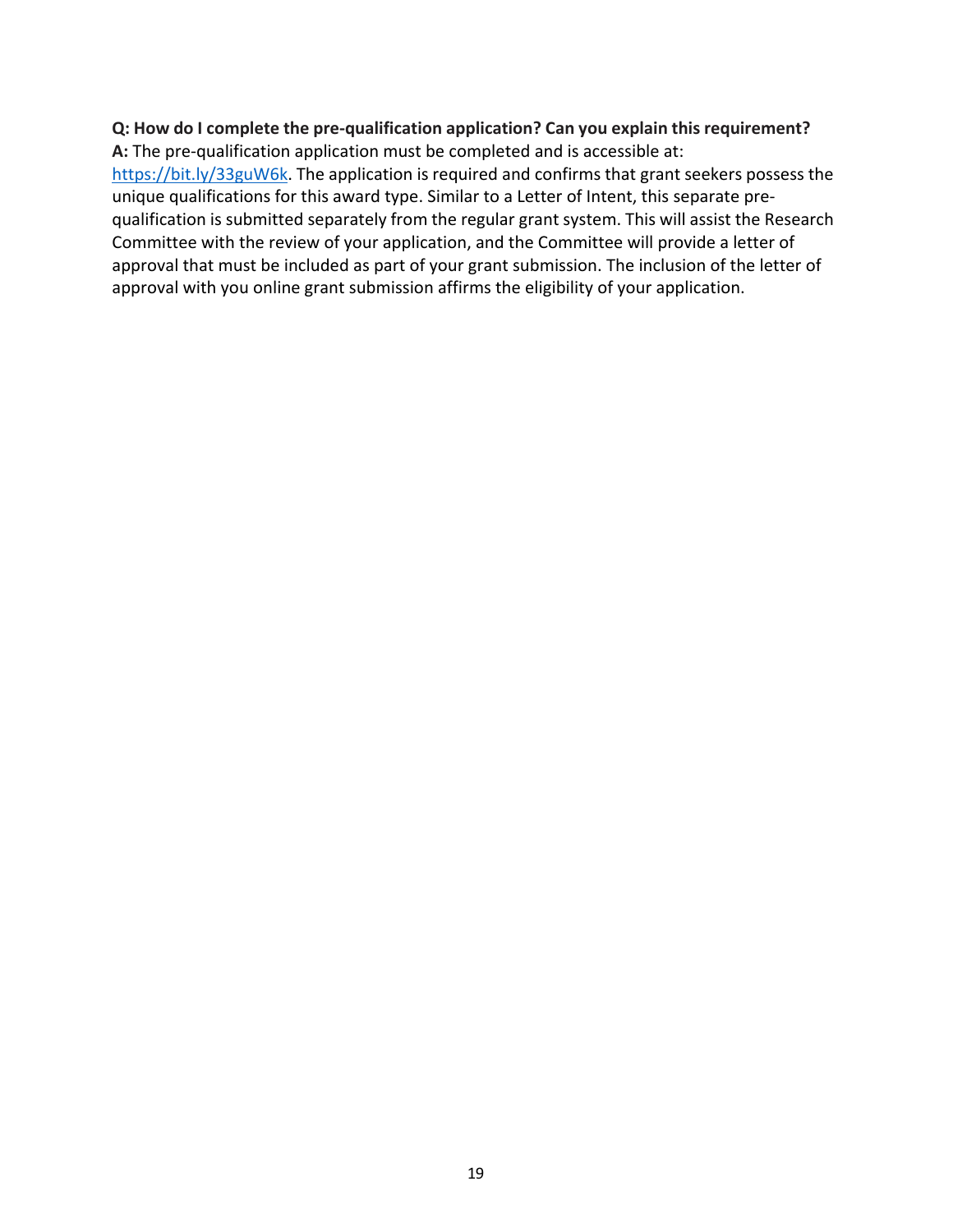**Q: How do I complete the pre-qualification application? Can you explain this requirement?**
**A:** The pre-qualification application must be completed and is accessible at: [https://bit.ly/33guW6k](https://bit.ly/33guW6k). The application is required and confirms that grant seekers possess the unique qualifications for this award type. Similar to a Letter of Intent, this separate pre-qualification is submitted separately from the regular grant system. This will assist the Research Committee with the review of your application, and the Committee will provide a letter of approval that must be included as part of your grant submission. The inclusion of the letter of approval with you online grant submission affirms the eligibility of your application.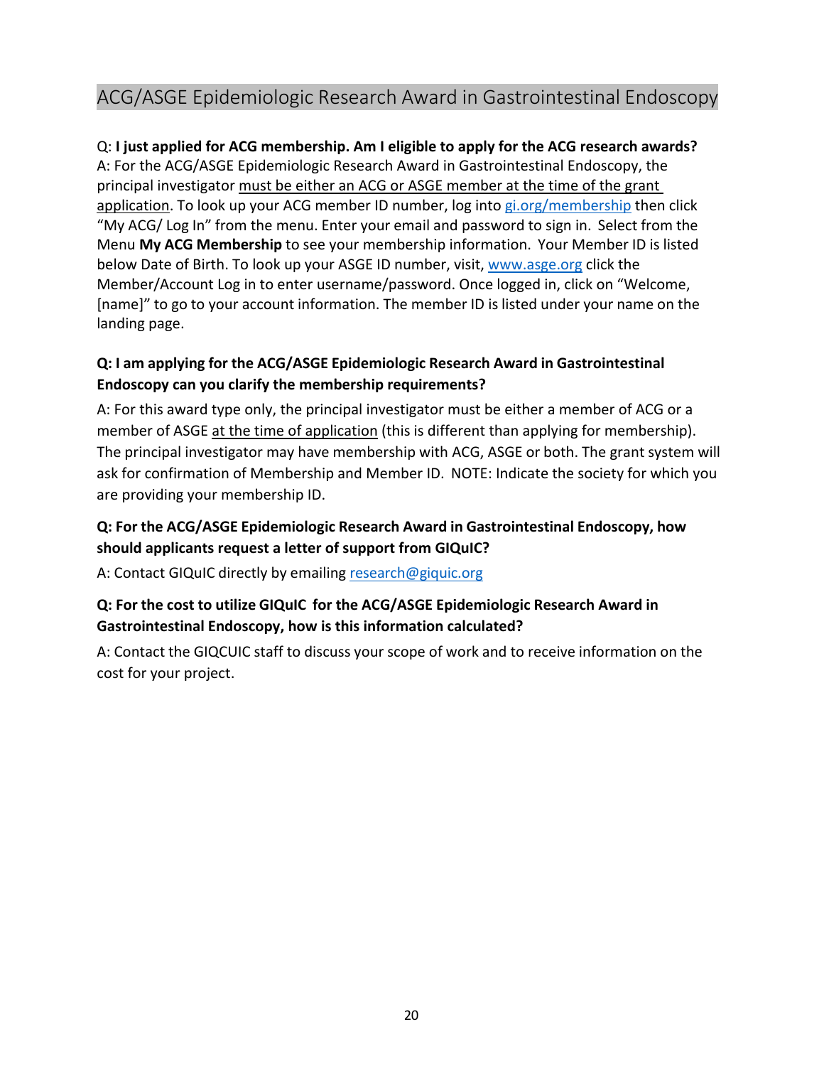## ACG/ASGE Epidemiologic Research Award in Gastrointestinal Endoscopy

Q: **I just applied for ACG membership. Am I eligible to apply for the ACG research awards?**
A: For the ACG/ASGE Epidemiologic Research Award in Gastrointestinal Endoscopy, the principal investigator must be either an ACG or ASGE member at the time of the grant application. To look up your ACG member ID number, log into gi.org/membership then click "My ACG/ Log In" from the menu. Enter your email and password to sign in. Select from the Menu **My ACG Membership** to see your membership information. Your Member ID is listed below Date of Birth. To look up your ASGE ID number, visit, www.asge.org click the Member/Account Log in to enter username/password. Once logged in, click on "Welcome, [name]" to go to your account information. The member ID is listed under your name on the landing page.

**Q: I am applying for the ACG/ASGE Epidemiologic Research Award in Gastrointestinal Endoscopy can you clarify the membership requirements?**

A: For this award type only, the principal investigator must be either a member of ACG or a member of ASGE at the time of application (this is different than applying for membership). The principal investigator may have membership with ACG, ASGE or both. The grant system will ask for confirmation of Membership and Member ID. NOTE: Indicate the society for which you are providing your membership ID.

**Q: For the ACG/ASGE Epidemiologic Research Award in Gastrointestinal Endoscopy, how should applicants request a letter of support from GIQuIC?**

A: Contact GIQuIC directly by emailing research@giquic.org

**Q: For the cost to utilize GIQuIC for the ACG/ASGE Epidemiologic Research Award in Gastrointestinal Endoscopy, how is this information calculated?**

A: Contact the GIQCUIC staff to discuss your scope of work and to receive information on the cost for your project.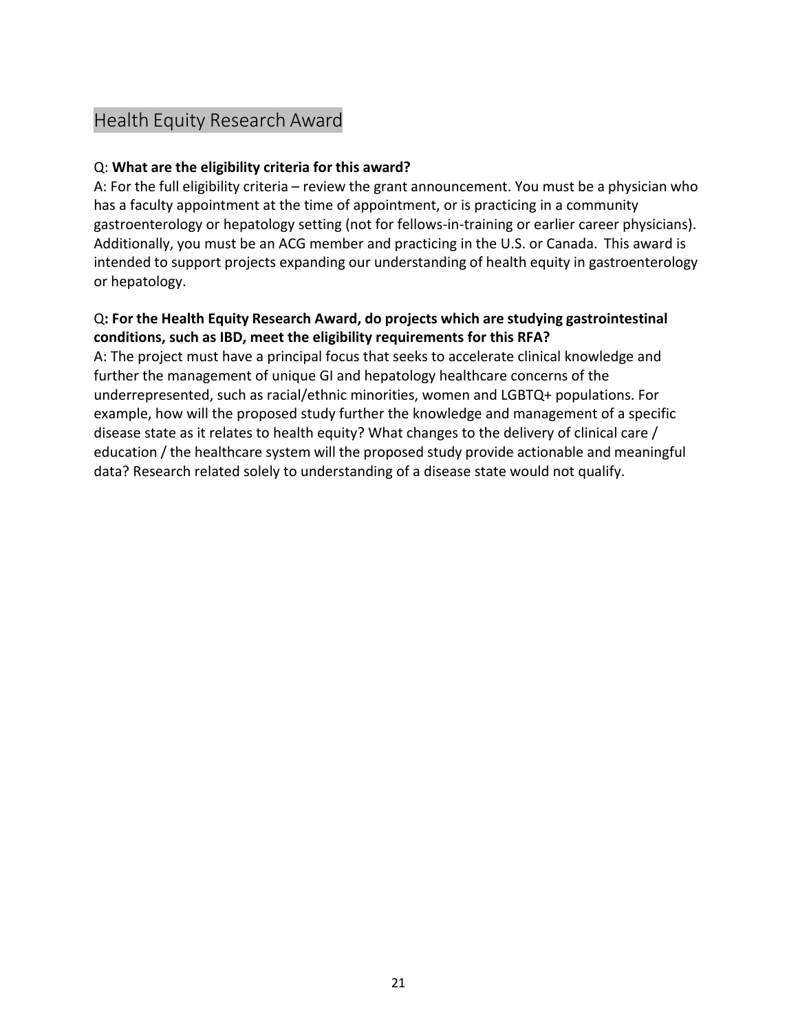## Health Equity Research Award

Q: **What are the eligibility criteria for this award?**

A: For the full eligibility criteria – review the grant announcement. You must be a physician who has a faculty appointment at the time of appointment, or is practicing in a community gastroenterology or hepatology setting (not for fellows-in-training or earlier career physicians). Additionally, you must be an ACG member and practicing in the U.S. or Canada. This award is intended to support projects expanding our understanding of health equity in gastroenterology or hepatology.

Q**: For the Health Equity Research Award, do projects which are studying gastrointestinal conditions, such as IBD, meet the eligibility requirements for this RFA?**

A: The project must have a principal focus that seeks to accelerate clinical knowledge and further the management of unique GI and hepatology healthcare concerns of the underrepresented, such as racial/ethnic minorities, women and LGBTQ+ populations. For example, how will the proposed study further the knowledge and management of a specific disease state as it relates to health equity? What changes to the delivery of clinical care / education / the healthcare system will the proposed study provide actionable and meaningful data? Research related solely to understanding of a disease state would not qualify.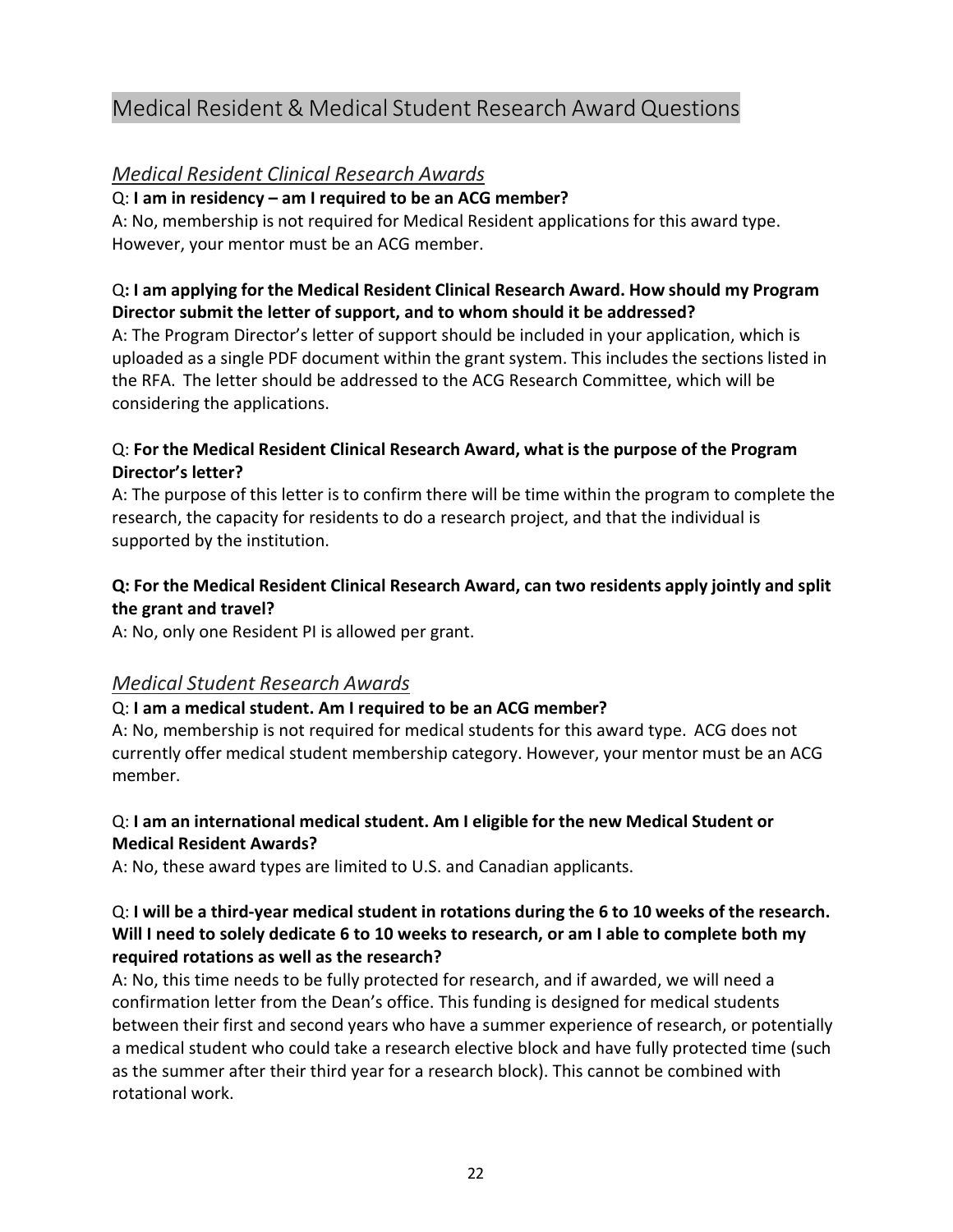## Medical Resident & Medical Student Research Award Questions

### *Medical Resident Clinical Research Awards*

Q: **I am in residency – am I required to be an ACG member?**

A: No, membership is not required for Medical Resident applications for this award type. However, your mentor must be an ACG member.

Q**: I am applying for the Medical Resident Clinical Research Award. How should my Program Director submit the letter of support, and to whom should it be addressed?**

A: The Program Director's letter of support should be included in your application, which is uploaded as a single PDF document within the grant system. This includes the sections listed in the RFA. The letter should be addressed to the ACG Research Committee, which will be considering the applications.

Q: **For the Medical Resident Clinical Research Award, what is the purpose of the Program Director's letter?**

A: The purpose of this letter is to confirm there will be time within the program to complete the research, the capacity for residents to do a research project, and that the individual is supported by the institution.

**Q: For the Medical Resident Clinical Research Award, can two residents apply jointly and split the grant and travel?**

A: No, only one Resident PI is allowed per grant.

### *Medical Student Research Awards*

Q: **I am a medical student. Am I required to be an ACG member?**

A: No, membership is not required for medical students for this award type. ACG does not currently offer medical student membership category. However, your mentor must be an ACG member.

Q: **I am an international medical student. Am I eligible for the new Medical Student or Medical Resident Awards?**

A: No, these award types are limited to U.S. and Canadian applicants.

Q: **I will be a third-year medical student in rotations during the 6 to 10 weeks of the research. Will I need to solely dedicate 6 to 10 weeks to research, or am I able to complete both my required rotations as well as the research?**

A: No, this time needs to be fully protected for research, and if awarded, we will need a confirmation letter from the Dean's office. This funding is designed for medical students between their first and second years who have a summer experience of research, or potentially a medical student who could take a research elective block and have fully protected time (such as the summer after their third year for a research block). This cannot be combined with rotational work.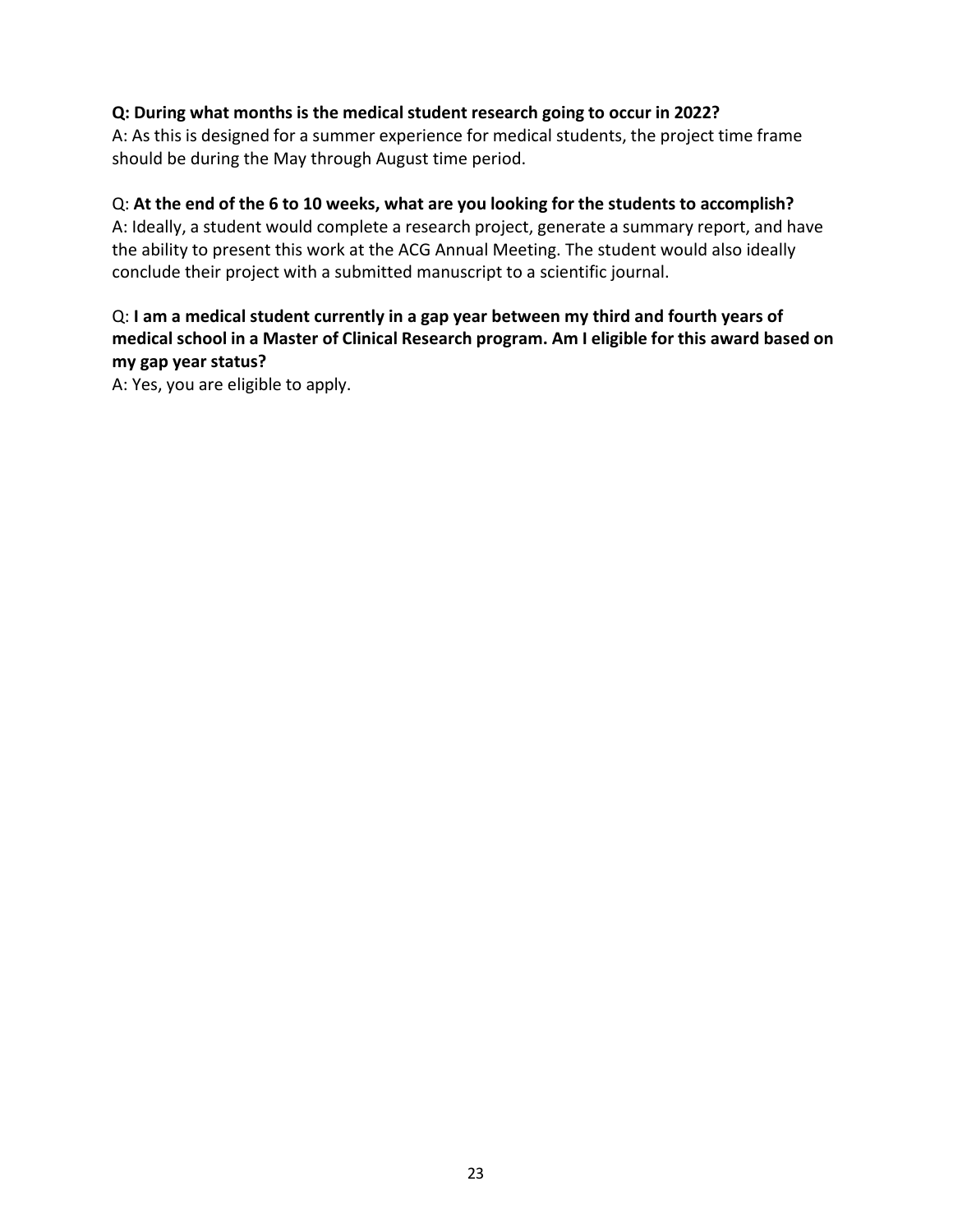**Q: During what months is the medical student research going to occur in 2022?**
A: As this is designed for a summer experience for medical students, the project time frame should be during the May through August time period.

Q: **At the end of the 6 to 10 weeks, what are you looking for the students to accomplish?**
A: Ideally, a student would complete a research project, generate a summary report, and have the ability to present this work at the ACG Annual Meeting. The student would also ideally conclude their project with a submitted manuscript to a scientific journal.

Q: **I am a medical student currently in a gap year between my third and fourth years of medical school in a Master of Clinical Research program. Am I eligible for this award based on my gap year status?**
A: Yes, you are eligible to apply.